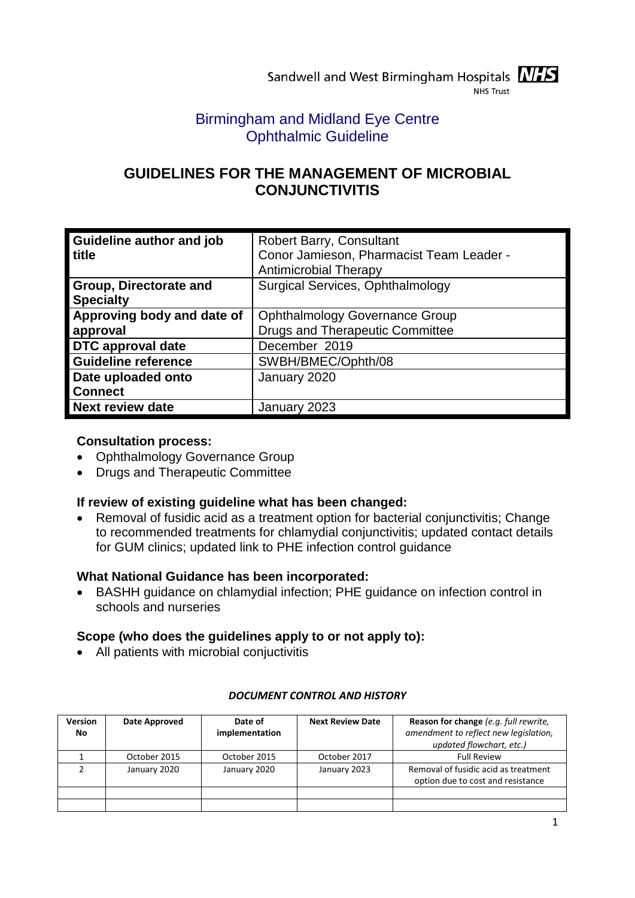Sandwell and West Birmingham Hospitals NHS Trust

Birmingham and Midland Eye Centre
Ophthalmic Guideline

# GUIDELINES FOR THE MANAGEMENT OF MICROBIAL CONJUNCTIVITIS

| | |
|---|---|
| **Guideline author and job title** | Robert Barry, Consultant<br>Conor Jamieson, Pharmacist Team Leader - Antimicrobial Therapy |
| **Group, Directorate and Specialty** | Surgical Services, Ophthalmology |
| **Approving body and date of approval** | Ophthalmology Governance Group<br>Drugs and Therapeutic Committee |
| **DTC approval date** | December 2019 |
| **Guideline reference** | SWBH/BMEC/Ophth/08 |
| **Date uploaded onto Connect** | January 2020 |
| **Next review date** | January 2023 |

### Consultation process:

- Ophthalmology Governance Group
- Drugs and Therapeutic Committee

### If review of existing guideline what has been changed:

- Removal of fusidic acid as a treatment option for bacterial conjunctivitis; Change to recommended treatments for chlamydial conjunctivitis; updated contact details for GUM clinics; updated link to PHE infection control guidance

### What National Guidance has been incorporated:

- BASHH guidance on chlamydial infection; PHE guidance on infection control in schools and nurseries

### Scope (who does the guidelines apply to or not apply to):

- All patients with microbial conjuctivitis

***DOCUMENT CONTROL AND HISTORY***

| Version No | Date Approved | Date of implementation | Next Review Date | Reason for change *(e.g. full rewrite, amendment to reflect new legislation, updated flowchart, etc.)* |
|---|---|---|---|---|
| 1 | October 2015 | October 2015 | October 2017 | Full Review |
| 2 | January 2020 | January 2020 | January 2023 | Removal of fusidic acid as treatment option due to cost and resistance |
| | | | | |
| | | | | |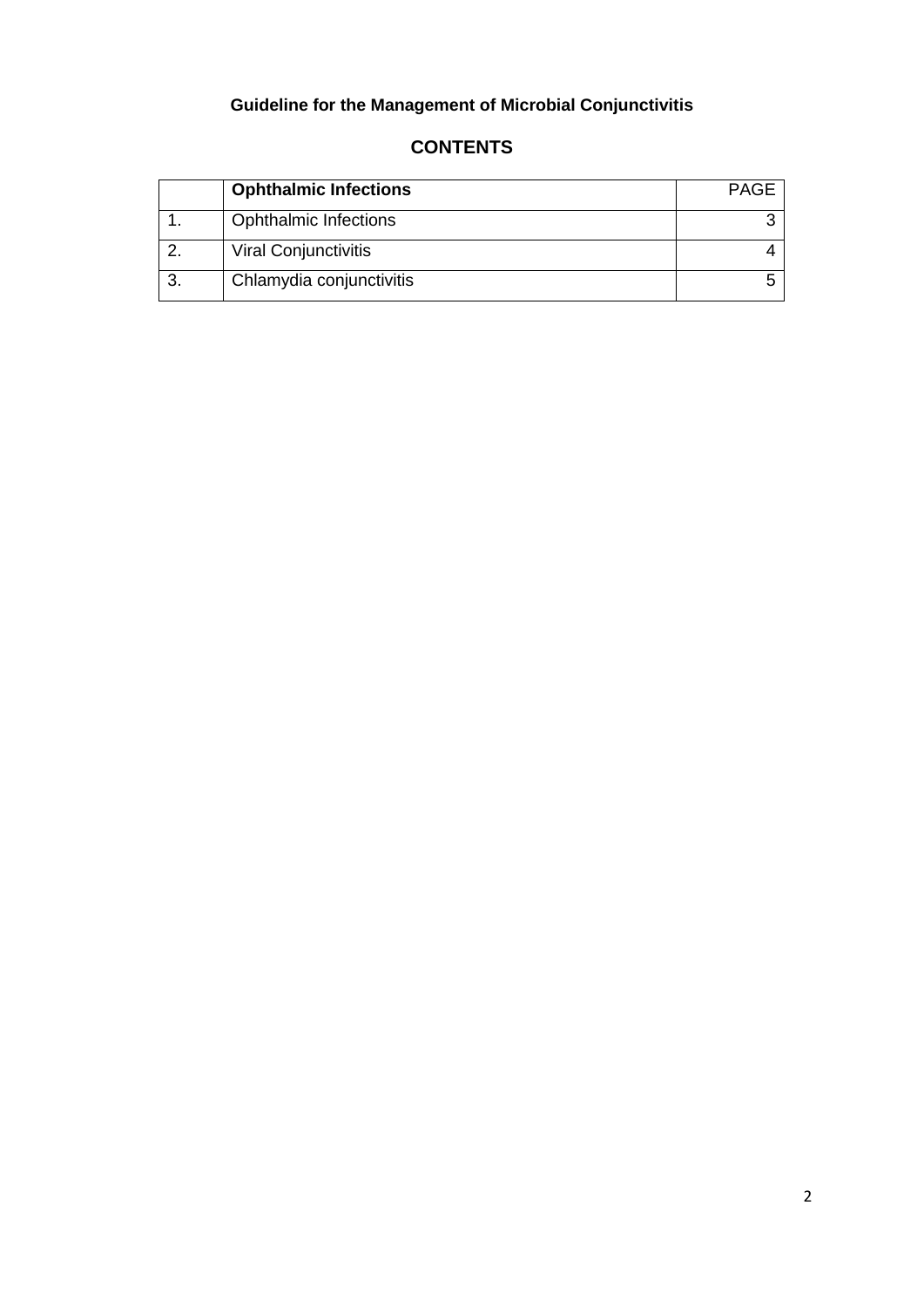**Guideline for the Management of Microbial Conjunctivitis**

## CONTENTS

| | **Ophthalmic Infections** | PAGE |
|---|---|---|
| 1. | Ophthalmic Infections | 3 |
| 2. | Viral Conjunctivitis | 4 |
| 3. | Chlamydia conjunctivitis | 5 |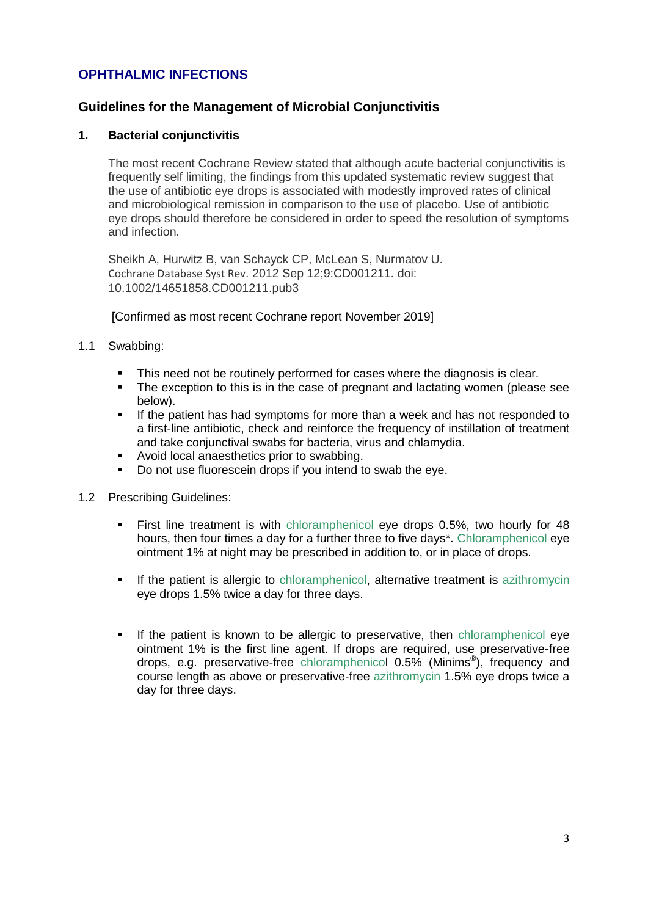## OPHTHALMIC INFECTIONS

### Guidelines for the Management of Microbial Conjunctivitis

#### 1. Bacterial conjunctivitis

The most recent Cochrane Review stated that although acute bacterial conjunctivitis is frequently self limiting, the findings from this updated systematic review suggest that the use of antibiotic eye drops is associated with modestly improved rates of clinical and microbiological remission in comparison to the use of placebo. Use of antibiotic eye drops should therefore be considered in order to speed the resolution of symptoms and infection.

Sheikh A, Hurwitz B, van Schayck CP, McLean S, Nurmatov U. Cochrane Database Syst Rev. 2012 Sep 12;9:CD001211. doi: 10.1002/14651858.CD001211.pub3

[Confirmed as most recent Cochrane report November 2019]

1.1 Swabbing:

- This need not be routinely performed for cases where the diagnosis is clear.
- The exception to this is in the case of pregnant and lactating women (please see below).
- If the patient has had symptoms for more than a week and has not responded to a first-line antibiotic, check and reinforce the frequency of instillation of treatment and take conjunctival swabs for bacteria, virus and chlamydia.
- Avoid local anaesthetics prior to swabbing.
- Do not use fluorescein drops if you intend to swab the eye.

1.2 Prescribing Guidelines:

- First line treatment is with chloramphenicol eye drops 0.5%, two hourly for 48 hours, then four times a day for a further three to five days*. Chloramphenicol eye ointment 1% at night may be prescribed in addition to, or in place of drops.
- If the patient is allergic to chloramphenicol, alternative treatment is azithromycin eye drops 1.5% twice a day for three days.
- If the patient is known to be allergic to preservative, then chloramphenicol eye ointment 1% is the first line agent. If drops are required, use preservative-free drops, e.g. preservative-free chloramphenicol 0.5% (Minims®), frequency and course length as above or preservative-free azithromycin 1.5% eye drops twice a day for three days.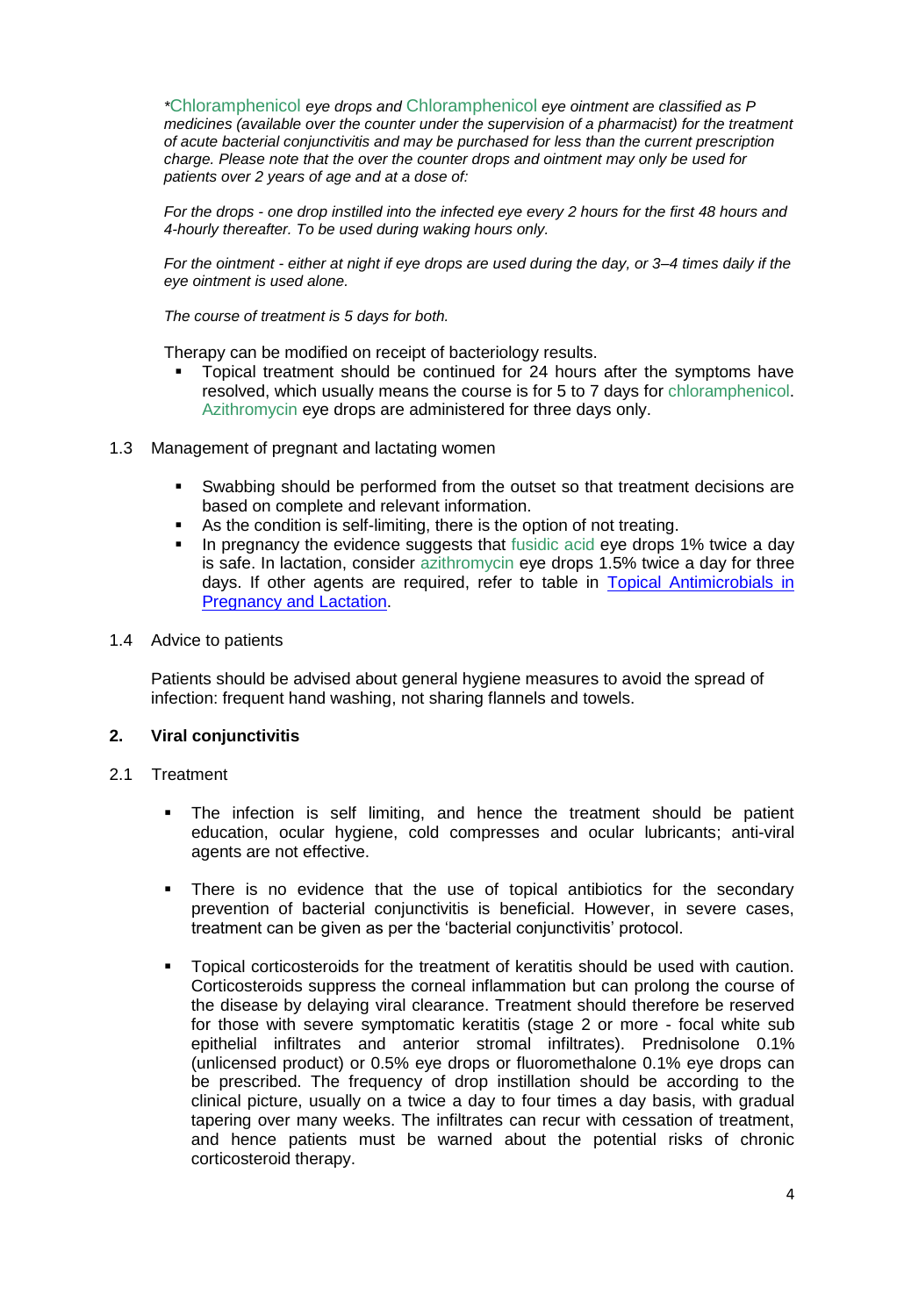*\*Chloramphenicol eye drops and Chloramphenicol eye ointment are classified as P medicines (available over the counter under the supervision of a pharmacist) for the treatment of acute bacterial conjunctivitis and may be purchased for less than the current prescription charge. Please note that the over the counter drops and ointment may only be used for patients over 2 years of age and at a dose of:*

*For the drops - one drop instilled into the infected eye every 2 hours for the first 48 hours and 4-hourly thereafter. To be used during waking hours only.*

*For the ointment - either at night if eye drops are used during the day, or 3–4 times daily if the eye ointment is used alone.*

*The course of treatment is 5 days for both.*

Therapy can be modified on receipt of bacteriology results.

- Topical treatment should be continued for 24 hours after the symptoms have resolved, which usually means the course is for 5 to 7 days for chloramphenicol. Azithromycin eye drops are administered for three days only.

1.3 Management of pregnant and lactating women

- Swabbing should be performed from the outset so that treatment decisions are based on complete and relevant information.
- As the condition is self-limiting, there is the option of not treating.
- In pregnancy the evidence suggests that fusidic acid eye drops 1% twice a day is safe. In lactation, consider azithromycin eye drops 1.5% twice a day for three days. If other agents are required, refer to table in [Topical Antimicrobials in Pregnancy and Lactation]().

1.4 Advice to patients

Patients should be advised about general hygiene measures to avoid the spread of infection: frequent hand washing, not sharing flannels and towels.

## 2. Viral conjunctivitis

2.1 Treatment

- The infection is self limiting, and hence the treatment should be patient education, ocular hygiene, cold compresses and ocular lubricants; anti-viral agents are not effective.

- There is no evidence that the use of topical antibiotics for the secondary prevention of bacterial conjunctivitis is beneficial. However, in severe cases, treatment can be given as per the 'bacterial conjunctivitis' protocol.

- Topical corticosteroids for the treatment of keratitis should be used with caution. Corticosteroids suppress the corneal inflammation but can prolong the course of the disease by delaying viral clearance. Treatment should therefore be reserved for those with severe symptomatic keratitis (stage 2 or more - focal white sub epithelial infiltrates and anterior stromal infiltrates). Prednisolone 0.1% (unlicensed product) or 0.5% eye drops or fluorometholone 0.1% eye drops can be prescribed. The frequency of drop instillation should be according to the clinical picture, usually on a twice a day to four times a day basis, with gradual tapering over many weeks. The infiltrates can recur with cessation of treatment, and hence patients must be warned about the potential risks of chronic corticosteroid therapy.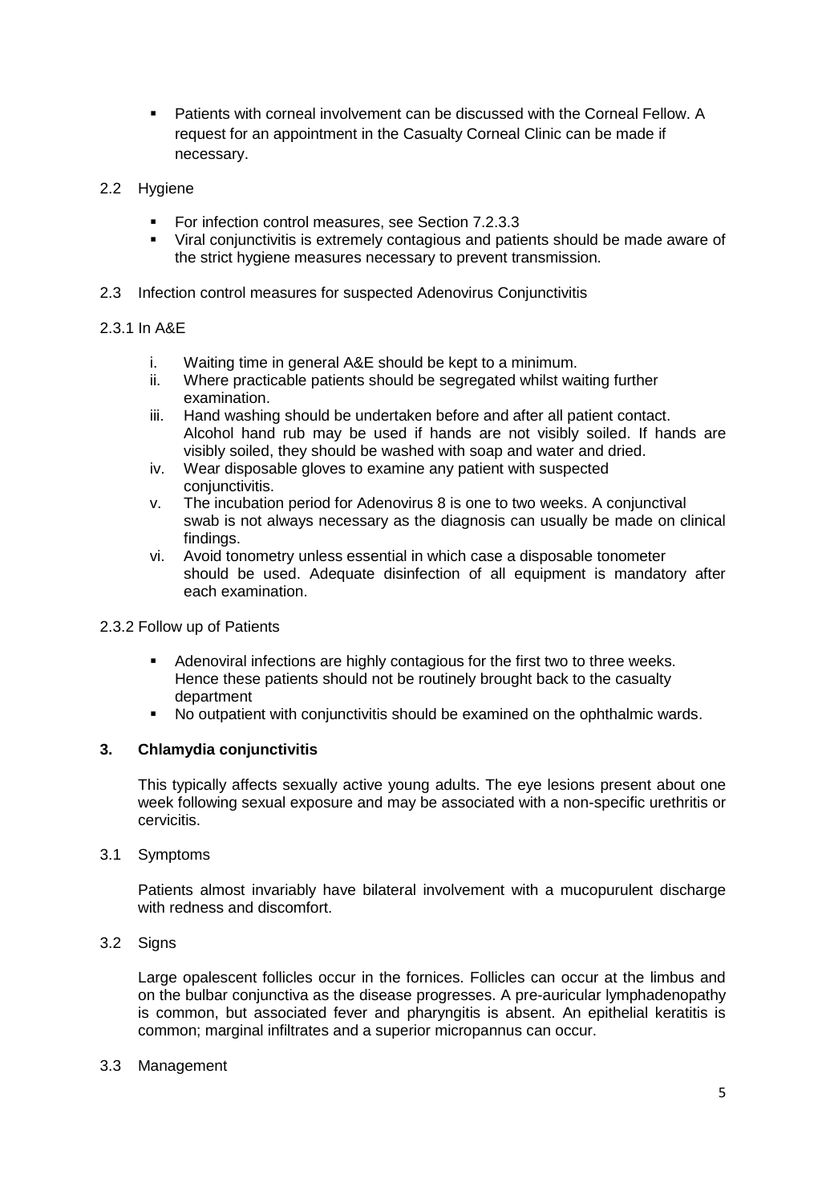- Patients with corneal involvement can be discussed with the Corneal Fellow. A request for an appointment in the Casualty Corneal Clinic can be made if necessary.

2.2 Hygiene

- For infection control measures, see Section 7.2.3.3
- Viral conjunctivitis is extremely contagious and patients should be made aware of the strict hygiene measures necessary to prevent transmission.

2.3 Infection control measures for suspected Adenovirus Conjunctivitis

2.3.1 In A&E

i. Waiting time in general A&E should be kept to a minimum.
ii. Where practicable patients should be segregated whilst waiting further examination.
iii. Hand washing should be undertaken before and after all patient contact. Alcohol hand rub may be used if hands are not visibly soiled. If hands are visibly soiled, they should be washed with soap and water and dried.
iv. Wear disposable gloves to examine any patient with suspected conjunctivitis.
v. The incubation period for Adenovirus 8 is one to two weeks. A conjunctival swab is not always necessary as the diagnosis can usually be made on clinical findings.
vi. Avoid tonometry unless essential in which case a disposable tonometer should be used. Adequate disinfection of all equipment is mandatory after each examination.

2.3.2 Follow up of Patients

- Adenoviral infections are highly contagious for the first two to three weeks. Hence these patients should not be routinely brought back to the casualty department
- No outpatient with conjunctivitis should be examined on the ophthalmic wards.

## 3. Chlamydia conjunctivitis

This typically affects sexually active young adults. The eye lesions present about one week following sexual exposure and may be associated with a non-specific urethritis or cervicitis.

3.1 Symptoms

Patients almost invariably have bilateral involvement with a mucopurulent discharge with redness and discomfort.

3.2 Signs

Large opalescent follicles occur in the fornices. Follicles can occur at the limbus and on the bulbar conjunctiva as the disease progresses. A pre-auricular lymphadenopathy is common, but associated fever and pharyngitis is absent. An epithelial keratitis is common; marginal infiltrates and a superior micropannus can occur.

3.3 Management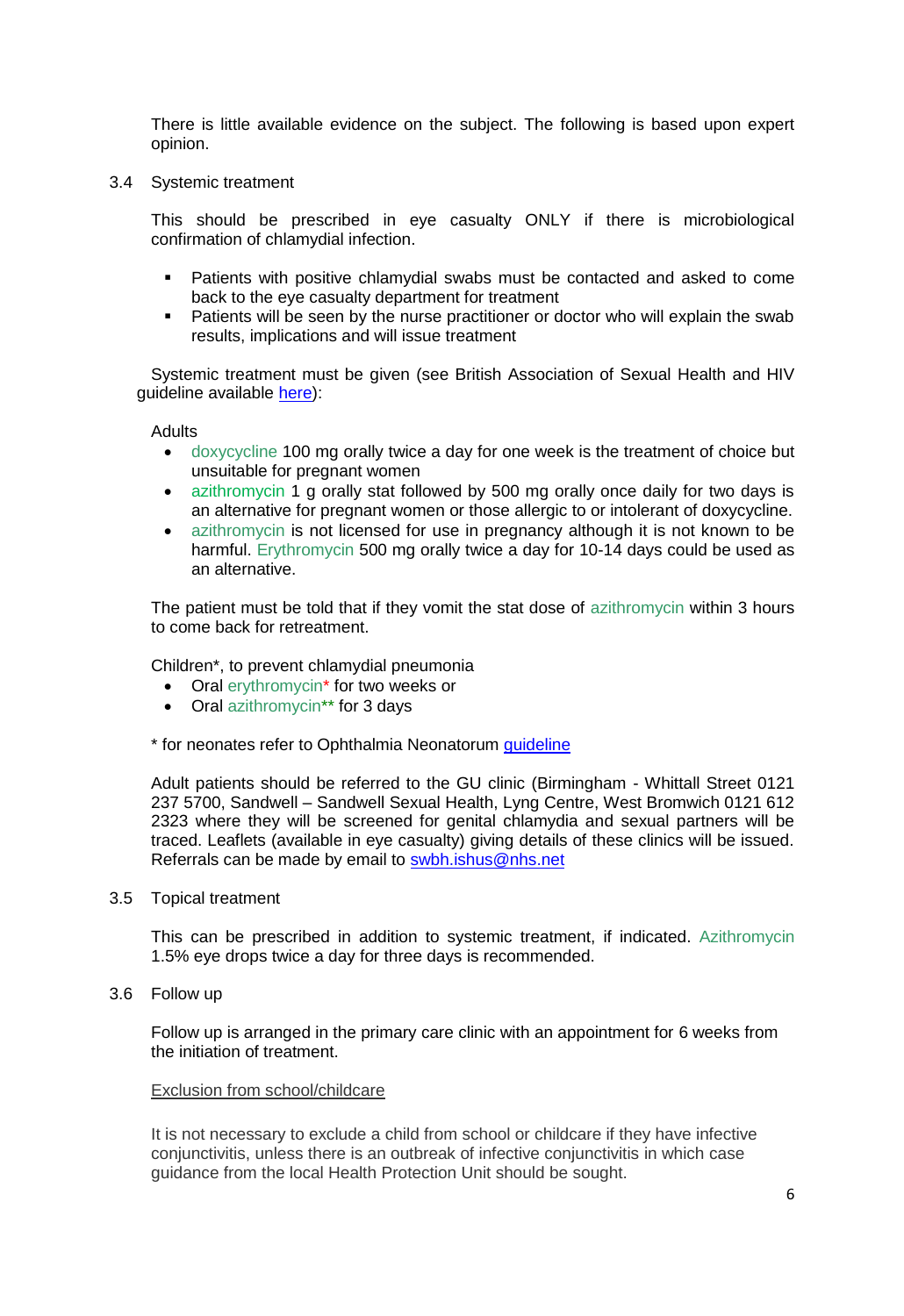There is little available evidence on the subject. The following is based upon expert opinion.

### 3.4 Systemic treatment

This should be prescribed in eye casualty ONLY if there is microbiological confirmation of chlamydial infection.

- Patients with positive chlamydial swabs must be contacted and asked to come back to the eye casualty department for treatment
- Patients will be seen by the nurse practitioner or doctor who will explain the swab results, implications and will issue treatment

Systemic treatment must be given (see British Association of Sexual Health and HIV guideline available [here](#)):

Adults

- doxycycline 100 mg orally twice a day for one week is the treatment of choice but unsuitable for pregnant women
- azithromycin 1 g orally stat followed by 500 mg orally once daily for two days is an alternative for pregnant women or those allergic to or intolerant of doxycycline.
- azithromycin is not licensed for use in pregnancy although it is not known to be harmful. Erythromycin 500 mg orally twice a day for 10-14 days could be used as an alternative.

The patient must be told that if they vomit the stat dose of azithromycin within 3 hours to come back for retreatment.

Children*, to prevent chlamydial pneumonia

- Oral erythromycin* for two weeks or
- Oral azithromycin** for 3 days

\* for neonates refer to Ophthalmia Neonatorum [guideline](#)

Adult patients should be referred to the GU clinic (Birmingham - Whittall Street 0121 237 5700, Sandwell – Sandwell Sexual Health, Lyng Centre, West Bromwich 0121 612 2323 where they will be screened for genital chlamydia and sexual partners will be traced. Leaflets (available in eye casualty) giving details of these clinics will be issued. Referrals can be made by email to [swbh.ishus@nhs.net](mailto:swbh.ishus@nhs.net)

### 3.5 Topical treatment

This can be prescribed in addition to systemic treatment, if indicated. Azithromycin 1.5% eye drops twice a day for three days is recommended.

### 3.6 Follow up

Follow up is arranged in the primary care clinic with an appointment for 6 weeks from the initiation of treatment.

Exclusion from school/childcare

It is not necessary to exclude a child from school or childcare if they have infective conjunctivitis, unless there is an outbreak of infective conjunctivitis in which case guidance from the local Health Protection Unit should be sought.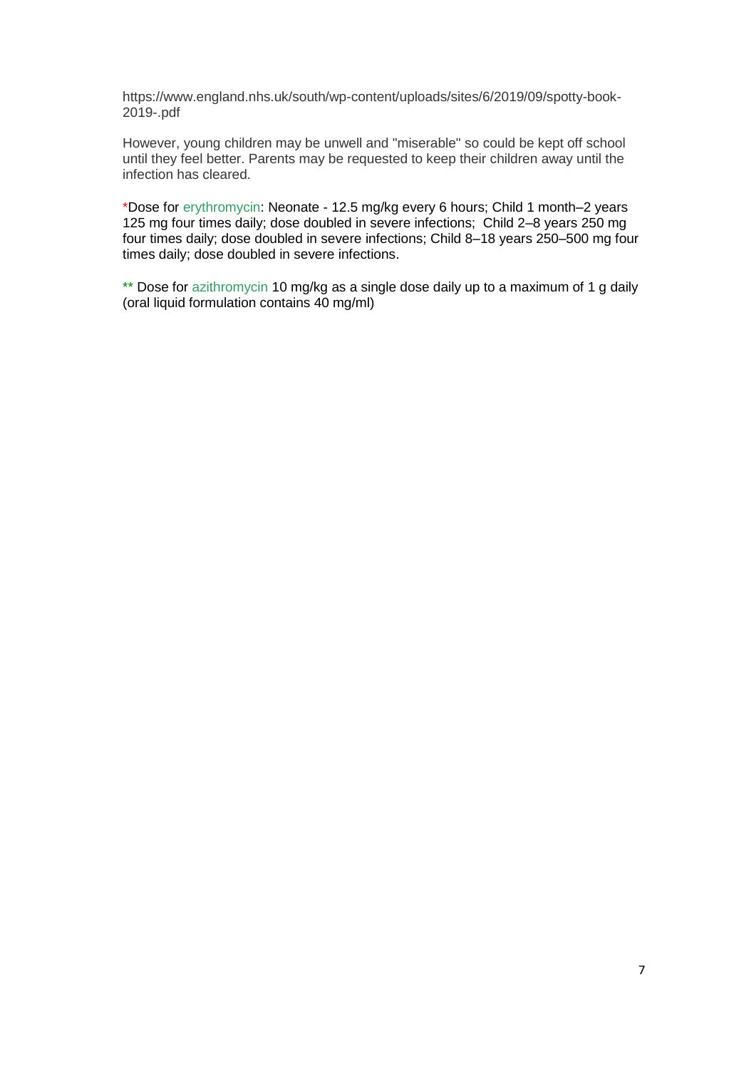https://www.england.nhs.uk/south/wp-content/uploads/sites/6/2019/09/spotty-book-2019-.pdf

However, young children may be unwell and "miserable" so could be kept off school until they feel better. Parents may be requested to keep their children away until the infection has cleared.

*Dose for erythromycin: Neonate - 12.5 mg/kg every 6 hours; Child 1 month–2 years 125 mg four times daily; dose doubled in severe infections; Child 2–8 years 250 mg four times daily; dose doubled in severe infections; Child 8–18 years 250–500 mg four times daily; dose doubled in severe infections.

** Dose for azithromycin 10 mg/kg as a single dose daily up to a maximum of 1 g daily (oral liquid formulation contains 40 mg/ml)